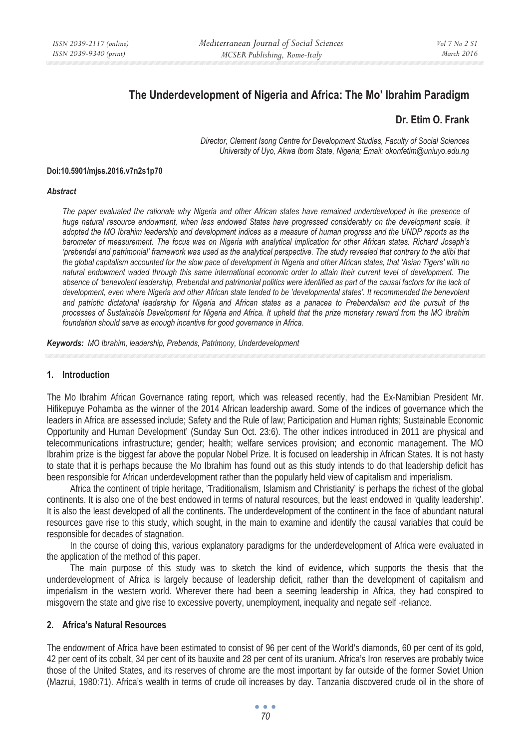# The Underdevelopment of Nigeria and Africa: The Mo' Ibrahim Paradigm

**Dr. Etim O. Frank**

*Director, Clement Isong Centre for Development Studies, Faculty of Social Sciences*
*University of Uyo, Akwa Ibom State, Nigeria; Email: okonfetim@uniuyo.edu.ng*

**Doi:10.5901/mjss.2016.v7n2s1p70**

### *Abstract*

*The paper evaluated the rationale why Nigeria and other African states have remained underdeveloped in the presence of huge natural resource endowment, when less endowed States have progressed considerably on the development scale. It adopted the MO Ibrahim leadership and development indices as a measure of human progress and the UNDP reports as the barometer of measurement. The focus was on Nigeria with analytical implication for other African states. Richard Joseph's 'prebendal and patrimonial' framework was used as the analytical perspective. The study revealed that contrary to the alibi that the global capitalism accounted for the slow pace of development in Nigeria and other African states, that 'Asian Tigers' with no natural endowment waded through this same international economic order to attain their current level of development. The absence of 'benevolent leadership, Prebendal and patrimonial politics were identified as part of the causal factors for the lack of development, even where Nigeria and other African state tended to be 'developmental states'. It recommended the benevolent and patriotic dictatorial leadership for Nigeria and African states as a panacea to Prebendalism and the pursuit of the processes of Sustainable Development for Nigeria and Africa. It upheld that the prize monetary reward from the MO Ibrahim foundation should serve as enough incentive for good governance in Africa.*

***Keywords:*** *MO Ibrahim, leadership, Prebends, Patrimony, Underdevelopment*

## 1. Introduction

The Mo Ibrahim African Governance rating report, which was released recently, had the Ex-Namibian President Mr. Hifikepuye Pohamba as the winner of the 2014 African leadership award. Some of the indices of governance which the leaders in Africa are assessed include; Safety and the Rule of law; Participation and Human rights; Sustainable Economic Opportunity and Human Development' (Sunday Sun Oct. 23:6). The other indices introduced in 2011 are physical and telecommunications infrastructure; gender; health; welfare services provision; and economic management. The MO Ibrahim prize is the biggest far above the popular Nobel Prize. It is focused on leadership in African States. It is not hasty to state that it is perhaps because the Mo Ibrahim has found out as this study intends to do that leadership deficit has been responsible for African underdevelopment rather than the popularly held view of capitalism and imperialism.

Africa the continent of triple heritage, 'Traditionalism, Islamism and Christianity' is perhaps the richest of the global continents. It is also one of the best endowed in terms of natural resources, but the least endowed in 'quality leadership'. It is also the least developed of all the continents. The underdevelopment of the continent in the face of abundant natural resources gave rise to this study, which sought, in the main to examine and identify the causal variables that could be responsible for decades of stagnation.

In the course of doing this, various explanatory paradigms for the underdevelopment of Africa were evaluated in the application of the method of this paper.

The main purpose of this study was to sketch the kind of evidence, which supports the thesis that the underdevelopment of Africa is largely because of leadership deficit, rather than the development of capitalism and imperialism in the western world. Wherever there had been a seeming leadership in Africa, they had conspired to misgovern the state and give rise to excessive poverty, unemployment, inequality and negate self -reliance.

## 2. Africa's Natural Resources

The endowment of Africa have been estimated to consist of 96 per cent of the World's diamonds, 60 per cent of its gold, 42 per cent of its cobalt, 34 per cent of its bauxite and 28 per cent of its uranium. Africa's Iron reserves are probably twice those of the United States, and its reserves of chrome are the most important by far outside of the former Soviet Union (Mazrui, 1980:71). Africa's wealth in terms of crude oil increases by day. Tanzania discovered crude oil in the shore of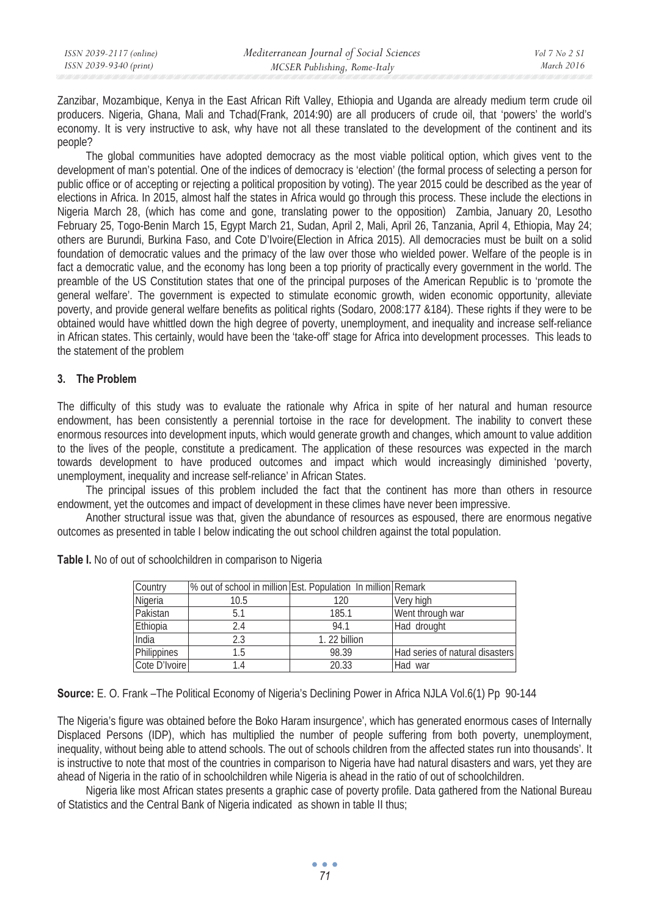Zanzibar, Mozambique, Kenya in the East African Rift Valley, Ethiopia and Uganda are already medium term crude oil producers. Nigeria, Ghana, Mali and Tchad(Frank, 2014:90) are all producers of crude oil, that 'powers' the world's economy. It is very instructive to ask, why have not all these translated to the development of the continent and its people?

The global communities have adopted democracy as the most viable political option, which gives vent to the development of man's potential. One of the indices of democracy is 'election' (the formal process of selecting a person for public office or of accepting or rejecting a political proposition by voting). The year 2015 could be described as the year of elections in Africa. In 2015, almost half the states in Africa would go through this process. These include the elections in Nigeria March 28, (which has come and gone, translating power to the opposition) Zambia, January 20, Lesotho February 25, Togo-Benin March 15, Egypt March 21, Sudan, April 2, Mali, April 26, Tanzania, April 4, Ethiopia, May 24; others are Burundi, Burkina Faso, and Cote D'Ivoire(Election in Africa 2015). All democracies must be built on a solid foundation of democratic values and the primacy of the law over those who wielded power. Welfare of the people is in fact a democratic value, and the economy has long been a top priority of practically every government in the world. The preamble of the US Constitution states that one of the principal purposes of the American Republic is to 'promote the general welfare'. The government is expected to stimulate economic growth, widen economic opportunity, alleviate poverty, and provide general welfare benefits as political rights (Sodaro, 2008:177 &184). These rights if they were to be obtained would have whittled down the high degree of poverty, unemployment, and inequality and increase self-reliance in African states. This certainly, would have been the 'take-off' stage for Africa into development processes. This leads to the statement of the problem

## 3. The Problem

The difficulty of this study was to evaluate the rationale why Africa in spite of her natural and human resource endowment, has been consistently a perennial tortoise in the race for development. The inability to convert these enormous resources into development inputs, which would generate growth and changes, which amount to value addition to the lives of the people, constitute a predicament. The application of these resources was expected in the march towards development to have produced outcomes and impact which would increasingly diminished 'poverty, unemployment, inequality and increase self-reliance' in African States.

The principal issues of this problem included the fact that the continent has more than others in resource endowment, yet the outcomes and impact of development in these climes have never been impressive.

Another structural issue was that, given the abundance of resources as espoused, there are enormous negative outcomes as presented in table I below indicating the out school children against the total population.

**Table I.** No of out of schoolchildren in comparison to Nigeria

| Country | % out of school in million | Est. Population In million | Remark |
|---|---|---|---|
| Nigeria | 10.5 | 120 | Very high |
| Pakistan | 5.1 | 185.1 | Went through war |
| Ethiopia | 2.4 | 94.1 | Had drought |
| India | 2.3 | 1. 22 billion | |
| Philippines | 1.5 | 98.39 | Had series of natural disasters |
| Cote D'Ivoire | 1.4 | 20.33 | Had war |

**Source:** E. O. Frank –The Political Economy of Nigeria's Declining Power in Africa NJLA Vol.6(1) Pp 90-144

The Nigeria's figure was obtained before the Boko Haram insurgence', which has generated enormous cases of Internally Displaced Persons (IDP), which has multiplied the number of people suffering from both poverty, unemployment, inequality, without being able to attend schools. The out of schools children from the affected states run into thousands'. It is instructive to note that most of the countries in comparison to Nigeria have had natural disasters and wars, yet they are ahead of Nigeria in the ratio of in schoolchildren while Nigeria is ahead in the ratio of out of schoolchildren.

Nigeria like most African states presents a graphic case of poverty profile. Data gathered from the National Bureau of Statistics and the Central Bank of Nigeria indicated as shown in table II thus;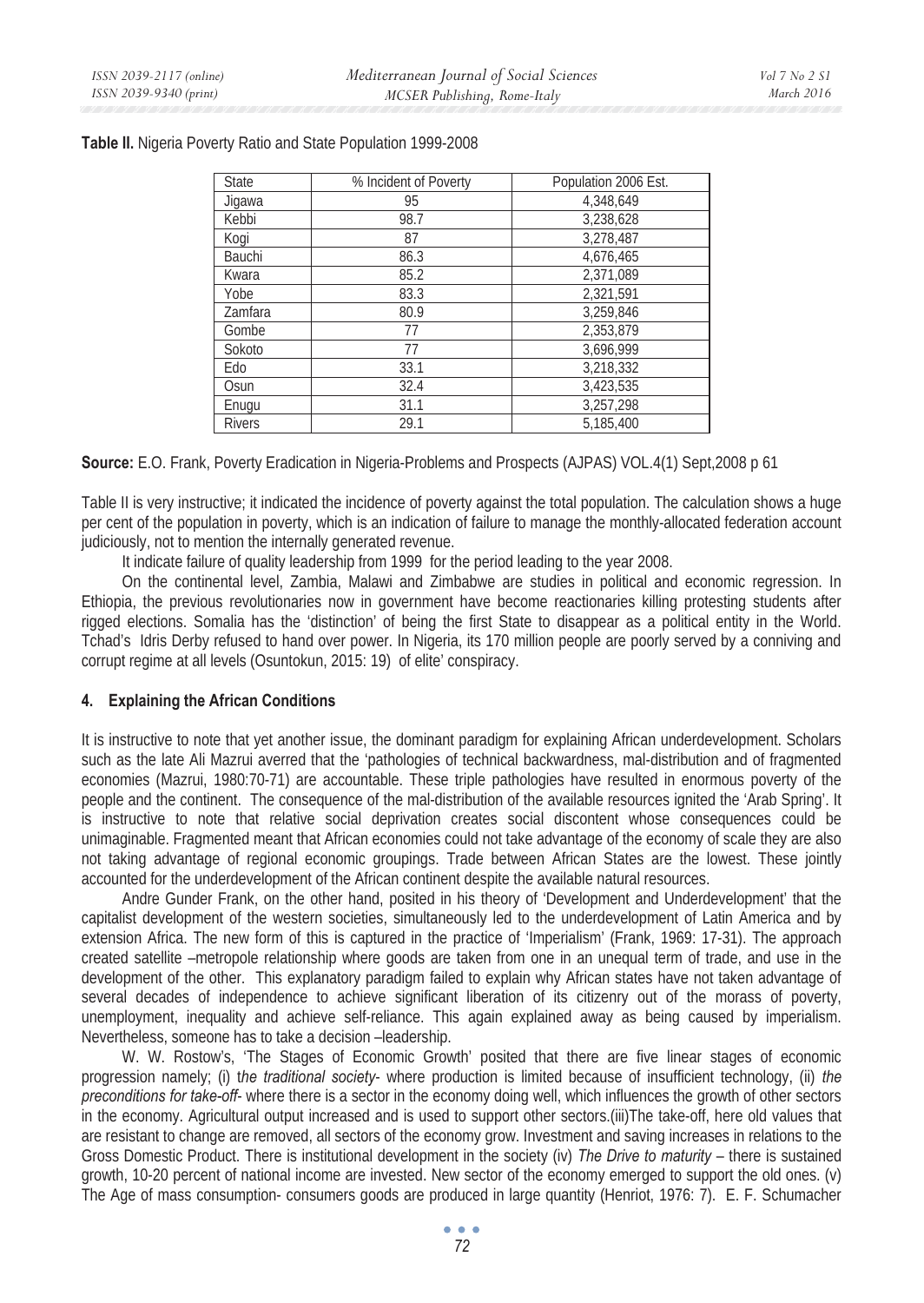**Table II.** Nigeria Poverty Ratio and State Population 1999-2008

| State | % Incident of Poverty | Population 2006 Est. |
|---|---|---|
| Jigawa | 95 | 4,348,649 |
| Kebbi | 98.7 | 3,238,628 |
| Kogi | 87 | 3,278,487 |
| Bauchi | 86.3 | 4,676,465 |
| Kwara | 85.2 | 2,371,089 |
| Yobe | 83.3 | 2,321,591 |
| Zamfara | 80.9 | 3,259,846 |
| Gombe | 77 | 2,353,879 |
| Sokoto | 77 | 3,696,999 |
| Edo | 33.1 | 3,218,332 |
| Osun | 32.4 | 3,423,535 |
| Enugu | 31.1 | 3,257,298 |
| Rivers | 29.1 | 5,185,400 |

**Source:** E.O. Frank, Poverty Eradication in Nigeria-Problems and Prospects (AJPAS) VOL.4(1) Sept,2008 p 61

Table II is very instructive; it indicated the incidence of poverty against the total population. The calculation shows a huge per cent of the population in poverty, which is an indication of failure to manage the monthly-allocated federation account judiciously, not to mention the internally generated revenue.

It indicate failure of quality leadership from 1999 for the period leading to the year 2008.

On the continental level, Zambia, Malawi and Zimbabwe are studies in political and economic regression. In Ethiopia, the previous revolutionaries now in government have become reactionaries killing protesting students after rigged elections. Somalia has the 'distinction' of being the first State to disappear as a political entity in the World. Tchad's Idris Derby refused to hand over power. In Nigeria, its 170 million people are poorly served by a conniving and corrupt regime at all levels (Osuntokun, 2015: 19) of elite' conspiracy.

## 4. Explaining the African Conditions

It is instructive to note that yet another issue, the dominant paradigm for explaining African underdevelopment. Scholars such as the late Ali Mazrui averred that the 'pathologies of technical backwardness, mal-distribution and of fragmented economies (Mazrui, 1980:70-71) are accountable. These triple pathologies have resulted in enormous poverty of the people and the continent. The consequence of the mal-distribution of the available resources ignited the 'Arab Spring'. It is instructive to note that relative social deprivation creates social discontent whose consequences could be unimaginable. Fragmented meant that African economies could not take advantage of the economy of scale they are also not taking advantage of regional economic groupings. Trade between African States are the lowest. These jointly accounted for the underdevelopment of the African continent despite the available natural resources.

Andre Gunder Frank, on the other hand, posited in his theory of 'Development and Underdevelopment' that the capitalist development of the western societies, simultaneously led to the underdevelopment of Latin America and by extension Africa. The new form of this is captured in the practice of 'Imperialism' (Frank, 1969: 17-31). The approach created satellite –metropole relationship where goods are taken from one in an unequal term of trade, and use in the development of the other. This explanatory paradigm failed to explain why African states have not taken advantage of several decades of independence to achieve significant liberation of its citizenry out of the morass of poverty, unemployment, inequality and achieve self-reliance. This again explained away as being caused by imperialism. Nevertheless, someone has to take a decision –leadership.

W. W. Rostow's, 'The Stages of Economic Growth' posited that there are five linear stages of economic progression namely; (i) t*he traditional society*- where production is limited because of insufficient technology, (ii) *the preconditions for take-off*- where there is a sector in the economy doing well, which influences the growth of other sectors in the economy. Agricultural output increased and is used to support other sectors.(iii)The take-off, here old values that are resistant to change are removed, all sectors of the economy grow. Investment and saving increases in relations to the Gross Domestic Product. There is institutional development in the society (iv) *The Drive to maturity* – there is sustained growth, 10-20 percent of national income are invested. New sector of the economy emerged to support the old ones. (v) The Age of mass consumption- consumers goods are produced in large quantity (Henriot, 1976: 7). E. F. Schumacher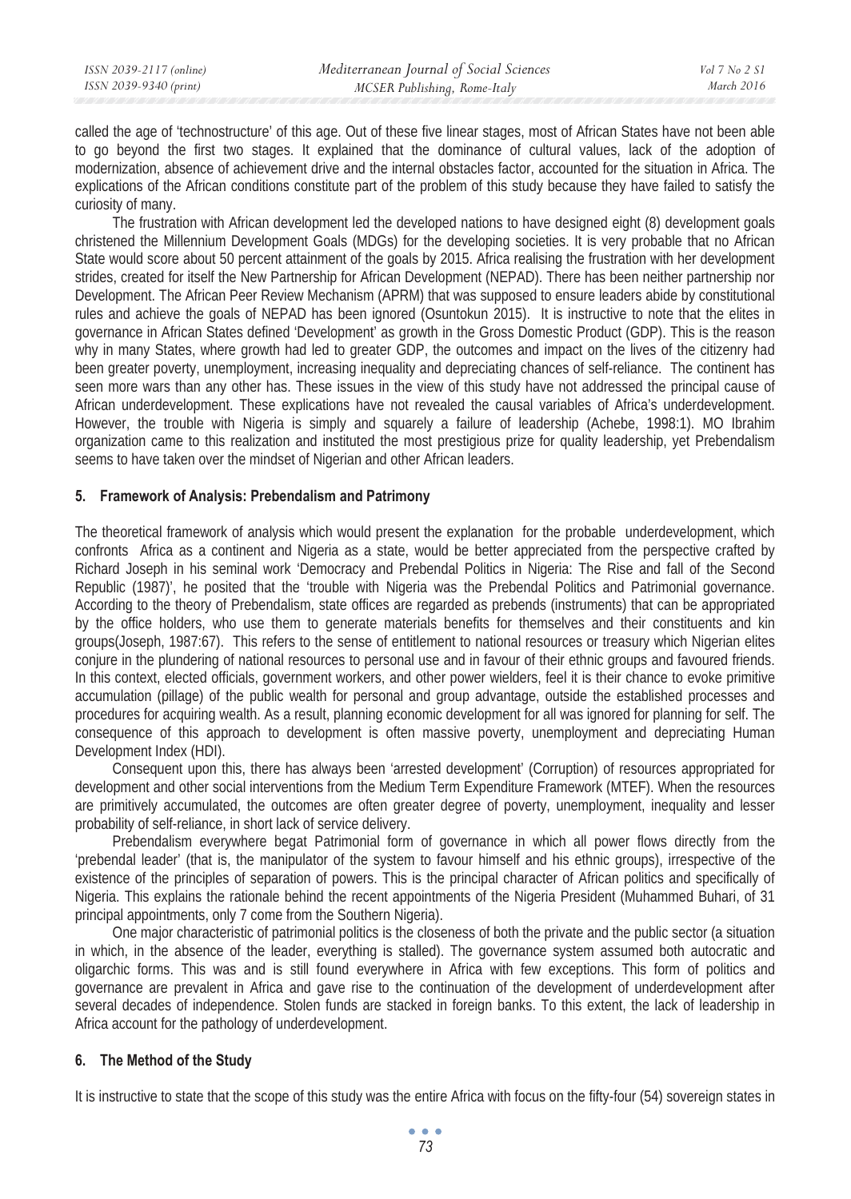called the age of 'technostructure' of this age. Out of these five linear stages, most of African States have not been able to go beyond the first two stages. It explained that the dominance of cultural values, lack of the adoption of modernization, absence of achievement drive and the internal obstacles factor, accounted for the situation in Africa. The explications of the African conditions constitute part of the problem of this study because they have failed to satisfy the curiosity of many.

The frustration with African development led the developed nations to have designed eight (8) development goals christened the Millennium Development Goals (MDGs) for the developing societies. It is very probable that no African State would score about 50 percent attainment of the goals by 2015. Africa realising the frustration with her development strides, created for itself the New Partnership for African Development (NEPAD). There has been neither partnership nor Development. The African Peer Review Mechanism (APRM) that was supposed to ensure leaders abide by constitutional rules and achieve the goals of NEPAD has been ignored (Osuntokun 2015). It is instructive to note that the elites in governance in African States defined 'Development' as growth in the Gross Domestic Product (GDP). This is the reason why in many States, where growth had led to greater GDP, the outcomes and impact on the lives of the citizenry had been greater poverty, unemployment, increasing inequality and depreciating chances of self-reliance. The continent has seen more wars than any other has. These issues in the view of this study have not addressed the principal cause of African underdevelopment. These explications have not revealed the causal variables of Africa's underdevelopment. However, the trouble with Nigeria is simply and squarely a failure of leadership (Achebe, 1998:1). MO Ibrahim organization came to this realization and instituted the most prestigious prize for quality leadership, yet Prebendalism seems to have taken over the mindset of Nigerian and other African leaders.

## 5. Framework of Analysis: Prebendalism and Patrimony

The theoretical framework of analysis which would present the explanation for the probable underdevelopment, which confronts Africa as a continent and Nigeria as a state, would be better appreciated from the perspective crafted by Richard Joseph in his seminal work 'Democracy and Prebendal Politics in Nigeria: The Rise and fall of the Second Republic (1987)', he posited that the 'trouble with Nigeria was the Prebendal Politics and Patrimonial governance. According to the theory of Prebendalism, state offices are regarded as prebends (instruments) that can be appropriated by the office holders, who use them to generate materials benefits for themselves and their constituents and kin groups(Joseph, 1987:67). This refers to the sense of entitlement to national resources or treasury which Nigerian elites conjure in the plundering of national resources to personal use and in favour of their ethnic groups and favoured friends. In this context, elected officials, government workers, and other power wielders, feel it is their chance to evoke primitive accumulation (pillage) of the public wealth for personal and group advantage, outside the established processes and procedures for acquiring wealth. As a result, planning economic development for all was ignored for planning for self. The consequence of this approach to development is often massive poverty, unemployment and depreciating Human Development Index (HDI).

Consequent upon this, there has always been 'arrested development' (Corruption) of resources appropriated for development and other social interventions from the Medium Term Expenditure Framework (MTEF). When the resources are primitively accumulated, the outcomes are often greater degree of poverty, unemployment, inequality and lesser probability of self-reliance, in short lack of service delivery.

Prebendalism everywhere begat Patrimonial form of governance in which all power flows directly from the 'prebendal leader' (that is, the manipulator of the system to favour himself and his ethnic groups), irrespective of the existence of the principles of separation of powers. This is the principal character of African politics and specifically of Nigeria. This explains the rationale behind the recent appointments of the Nigeria President (Muhammed Buhari, of 31 principal appointments, only 7 come from the Southern Nigeria).

One major characteristic of patrimonial politics is the closeness of both the private and the public sector (a situation in which, in the absence of the leader, everything is stalled). The governance system assumed both autocratic and oligarchic forms. This was and is still found everywhere in Africa with few exceptions. This form of politics and governance are prevalent in Africa and gave rise to the continuation of the development of underdevelopment after several decades of independence. Stolen funds are stacked in foreign banks. To this extent, the lack of leadership in Africa account for the pathology of underdevelopment.

## 6. The Method of the Study

It is instructive to state that the scope of this study was the entire Africa with focus on the fifty-four (54) sovereign states in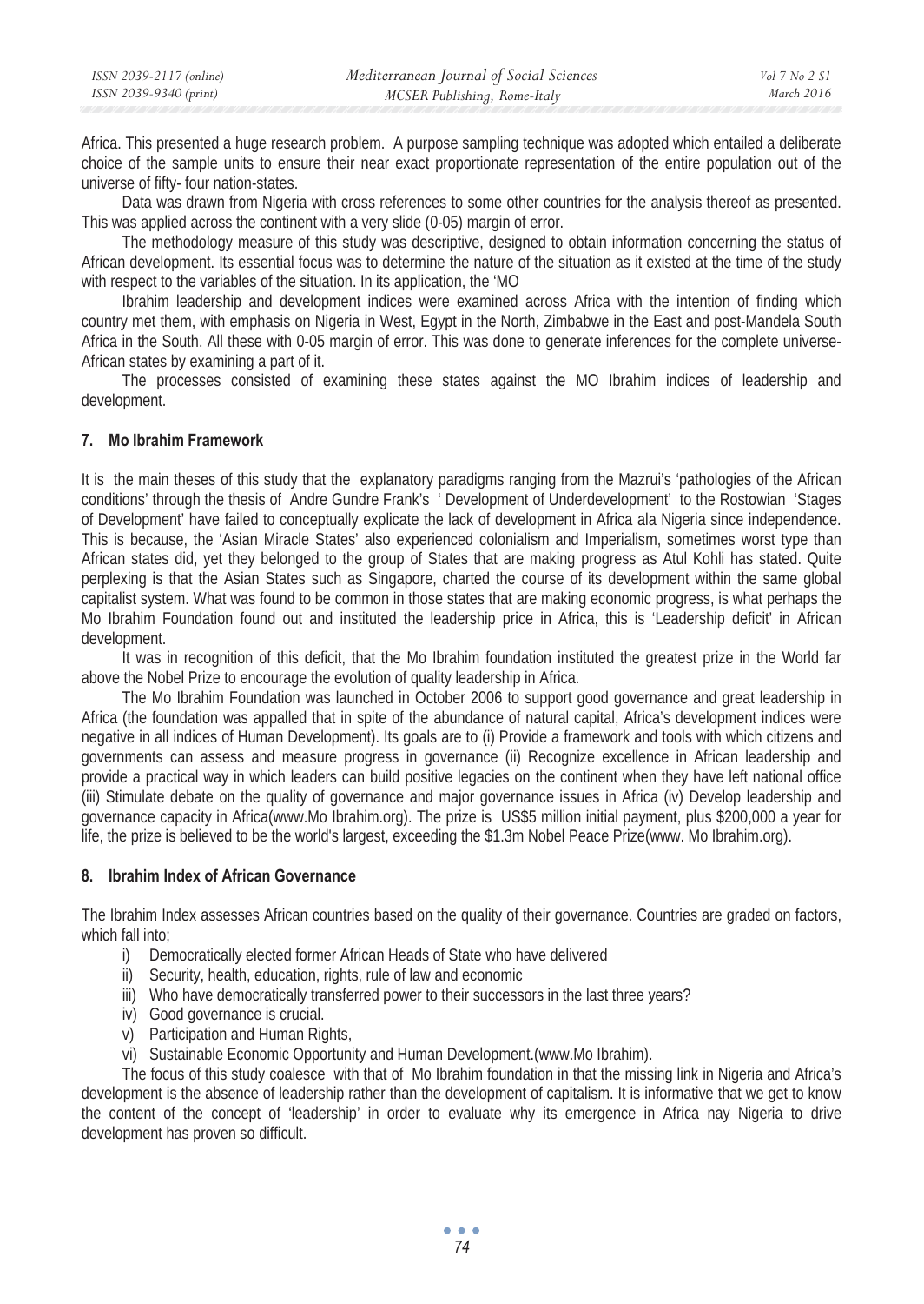Africa. This presented a huge research problem. A purpose sampling technique was adopted which entailed a deliberate choice of the sample units to ensure their near exact proportionate representation of the entire population out of the universe of fifty- four nation-states.

Data was drawn from Nigeria with cross references to some other countries for the analysis thereof as presented. This was applied across the continent with a very slide (0-05) margin of error.

The methodology measure of this study was descriptive, designed to obtain information concerning the status of African development. Its essential focus was to determine the nature of the situation as it existed at the time of the study with respect to the variables of the situation. In its application, the 'MO

Ibrahim leadership and development indices were examined across Africa with the intention of finding which country met them, with emphasis on Nigeria in West, Egypt in the North, Zimbabwe in the East and post-Mandela South Africa in the South. All these with 0-05 margin of error. This was done to generate inferences for the complete universe-African states by examining a part of it.

The processes consisted of examining these states against the MO Ibrahim indices of leadership and development.

## 7. Mo Ibrahim Framework

It is the main theses of this study that the explanatory paradigms ranging from the Mazrui's 'pathologies of the African conditions' through the thesis of Andre Gundre Frank's ' Development of Underdevelopment' to the Rostowian 'Stages of Development' have failed to conceptually explicate the lack of development in Africa ala Nigeria since independence. This is because, the 'Asian Miracle States' also experienced colonialism and Imperialism, sometimes worst type than African states did, yet they belonged to the group of States that are making progress as Atul Kohli has stated. Quite perplexing is that the Asian States such as Singapore, charted the course of its development within the same global capitalist system. What was found to be common in those states that are making economic progress, is what perhaps the Mo Ibrahim Foundation found out and instituted the leadership price in Africa, this is 'Leadership deficit' in African development.

It was in recognition of this deficit, that the Mo Ibrahim foundation instituted the greatest prize in the World far above the Nobel Prize to encourage the evolution of quality leadership in Africa.

The Mo Ibrahim Foundation was launched in October 2006 to support good governance and great leadership in Africa (the foundation was appalled that in spite of the abundance of natural capital, Africa's development indices were negative in all indices of Human Development). Its goals are to (i) Provide a framework and tools with which citizens and governments can assess and measure progress in governance (ii) Recognize excellence in African leadership and provide a practical way in which leaders can build positive legacies on the continent when they have left national office (iii) Stimulate debate on the quality of governance and major governance issues in Africa (iv) Develop leadership and governance capacity in Africa(www.Mo Ibrahim.org). The prize is US$5 million initial payment, plus $200,000 a year for life, the prize is believed to be the world's largest, exceeding the $1.3m Nobel Peace Prize(www. Mo Ibrahim.org).

## 8. Ibrahim Index of African Governance

The Ibrahim Index assesses African countries based on the quality of their governance. Countries are graded on factors, which fall into;

i) Democratically elected former African Heads of State who have delivered
ii) Security, health, education, rights, rule of law and economic
iii) Who have democratically transferred power to their successors in the last three years?
iv) Good governance is crucial.
v) Participation and Human Rights,
vi) Sustainable Economic Opportunity and Human Development.(www.Mo Ibrahim).

The focus of this study coalesce with that of Mo Ibrahim foundation in that the missing link in Nigeria and Africa's development is the absence of leadership rather than the development of capitalism. It is informative that we get to know the content of the concept of 'leadership' in order to evaluate why its emergence in Africa nay Nigeria to drive development has proven so difficult.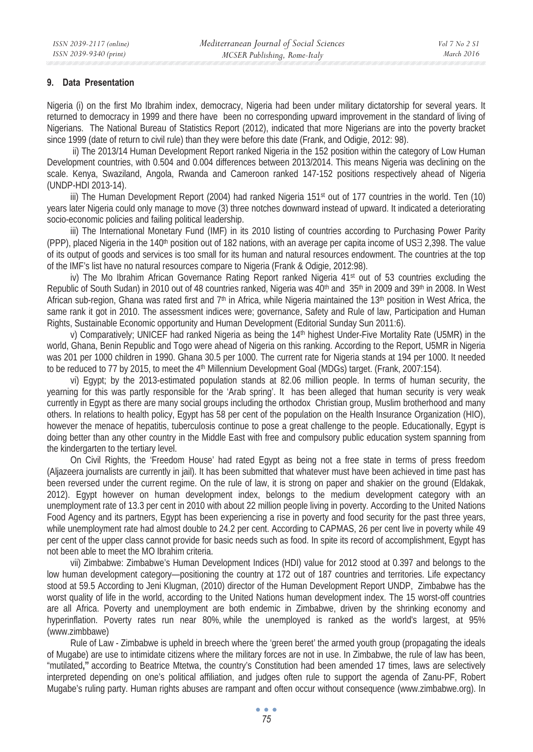## 9. Data Presentation

Nigeria (i) on the first Mo Ibrahim index, democracy, Nigeria had been under military dictatorship for several years. It returned to democracy in 1999 and there have been no corresponding upward improvement in the standard of living of Nigerians. The National Bureau of Statistics Report (2012), indicated that more Nigerians are into the poverty bracket since 1999 (date of return to civil rule) than they were before this date (Frank, and Odigie, 2012: 98).

ii) The 2013/14 Human Development Report ranked Nigeria in the 152 position within the category of Low Human Development countries, with 0.504 and 0.004 differences between 2013/2014. This means Nigeria was declining on the scale. Kenya, Swaziland, Angola, Rwanda and Cameroon ranked 147-152 positions respectively ahead of Nigeria (UNDP-HDI 2013-14).

iii) The Human Development Report (2004) had ranked Nigeria 151st out of 177 countries in the world. Ten (10) years later Nigeria could only manage to move (3) three notches downward instead of upward. It indicated a deteriorating socio-economic policies and failing political leadership.

iii) The International Monetary Fund (IMF) in its 2010 listing of countries according to Purchasing Power Parity (PPP), placed Nigeria in the 140th position out of 182 nations, with an average per capita income of US∃ 2,398. The value of its output of goods and services is too small for its human and natural resources endowment. The countries at the top of the IMF's list have no natural resources compare to Nigeria (Frank & Odigie, 2012:98).

iv) The Mo Ibrahim African Governance Rating Report ranked Nigeria 41st out of 53 countries excluding the Republic of South Sudan) in 2010 out of 48 countries ranked, Nigeria was 40th and 35th in 2009 and 39th in 2008. In West African sub-region, Ghana was rated first and 7th in Africa, while Nigeria maintained the 13th position in West Africa, the same rank it got in 2010. The assessment indices were; governance, Safety and Rule of law, Participation and Human Rights, Sustainable Economic opportunity and Human Development (Editorial Sunday Sun 2011:6).

v) Comparatively; UNICEF had ranked Nigeria as being the 14th highest Under-Five Mortality Rate (U5MR) in the world, Ghana, Benin Republic and Togo were ahead of Nigeria on this ranking. According to the Report, U5MR in Nigeria was 201 per 1000 children in 1990. Ghana 30.5 per 1000. The current rate for Nigeria stands at 194 per 1000. It needed to be reduced to 77 by 2015, to meet the 4th Millennium Development Goal (MDGs) target. (Frank, 2007:154).

vi) Egypt; by the 2013-estimated population stands at 82.06 million people. In terms of human security, the yearning for this was partly responsible for the 'Arab spring'. It has been alleged that human security is very weak currently in Egypt as there are many social groups including the orthodox Christian group, Muslim brotherhood and many others. In relations to health policy, Egypt has 58 per cent of the population on the Health Insurance Organization (HIO), however the menace of hepatitis, tuberculosis continue to pose a great challenge to the people. Educationally, Egypt is doing better than any other country in the Middle East with free and compulsory public education system spanning from the kindergarten to the tertiary level.

On Civil Rights, the 'Freedom House' had rated Egypt as being not a free state in terms of press freedom (Aljazeera journalists are currently in jail). It has been submitted that whatever must have been achieved in time past has been reversed under the current regime. On the rule of law, it is strong on paper and shakier on the ground (Eldakak, 2012). Egypt however on human development index, belongs to the medium development category with an unemployment rate of 13.3 per cent in 2010 with about 22 million people living in poverty. According to the United Nations Food Agency and its partners, Egypt has been experiencing a rise in poverty and food security for the past three years, while unemployment rate had almost double to 24.2 per cent. According to CAPMAS, 26 per cent live in poverty while 49 per cent of the upper class cannot provide for basic needs such as food. In spite its record of accomplishment, Egypt has not been able to meet the MO Ibrahim criteria.

vii) Zimbabwe: Zimbabwe's Human Development Indices (HDI) value for 2012 stood at 0.397 and belongs to the low human development category—positioning the country at 172 out of 187 countries and territories. Life expectancy stood at 59.5 According to Jeni Klugman, (2010) director of the Human Development Report UNDP, Zimbabwe has the worst quality of life in the world, according to the United Nations human development index. The 15 worst-off countries are all Africa. Poverty and unemployment are both endemic in Zimbabwe, driven by the shrinking economy and hyperinflation. Poverty rates run near 80%, while the unemployed is ranked as the world's largest, at 95% (www.zimbbawe)

Rule of Law - Zimbabwe is upheld in breech where the 'green beret' the armed youth group (propagating the ideals of Mugabe) are use to intimidate citizens where the military forces are not in use. In Zimbabwe, the rule of law has been, "mutilated**,**" according to Beatrice Mtetwa, the country's Constitution had been amended 17 times, laws are selectively interpreted depending on one's political affiliation, and judges often rule to support the agenda of Zanu-PF, Robert Mugabe's ruling party. Human rights abuses are rampant and often occur without consequence (www.zimbabwe.org). In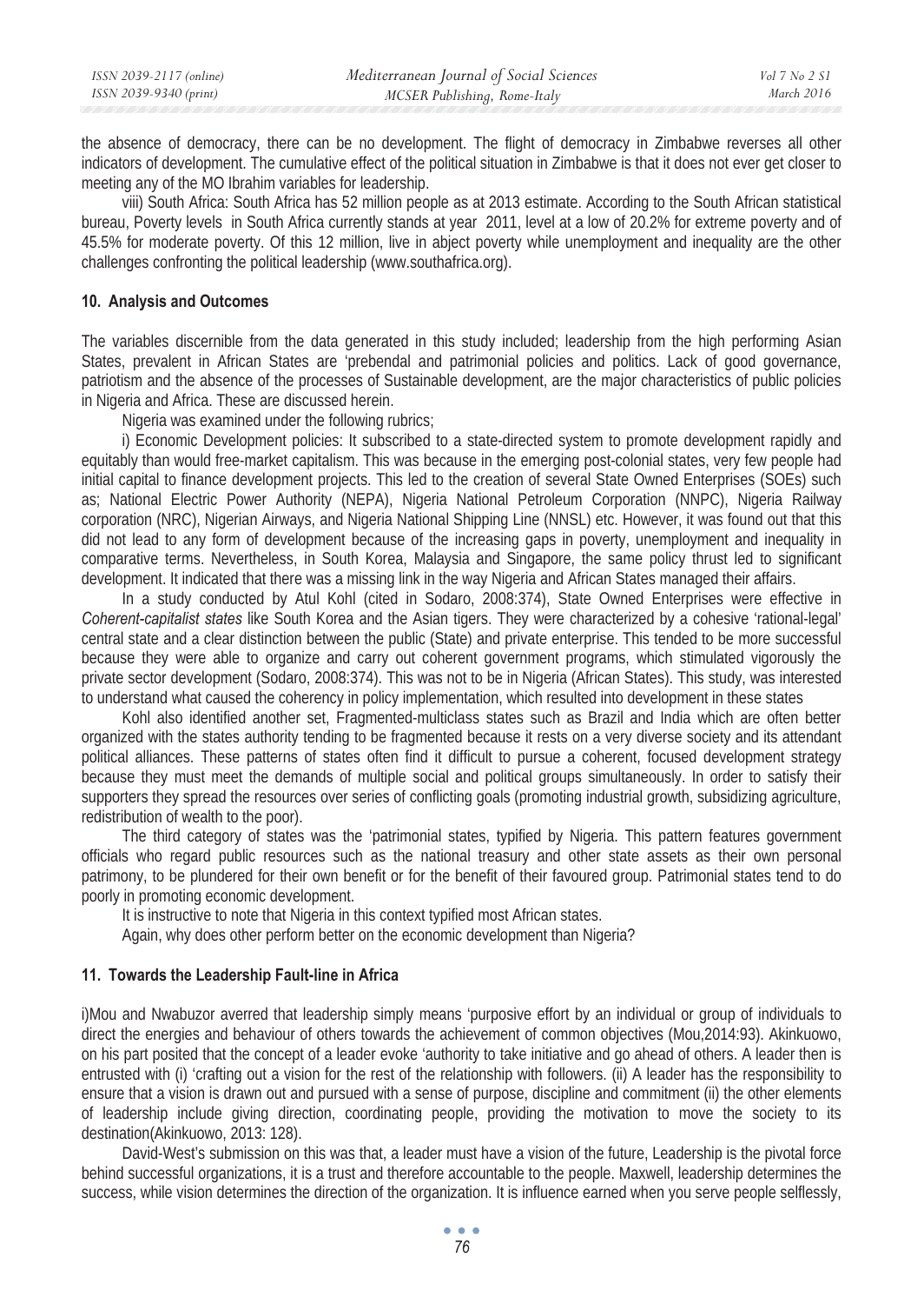the absence of democracy, there can be no development. The flight of democracy in Zimbabwe reverses all other indicators of development. The cumulative effect of the political situation in Zimbabwe is that it does not ever get closer to meeting any of the MO Ibrahim variables for leadership.

viii) South Africa: South Africa has 52 million people as at 2013 estimate. According to the South African statistical bureau, Poverty levels in South Africa currently stands at year 2011, level at a low of 20.2% for extreme poverty and of 45.5% for moderate poverty. Of this 12 million, live in abject poverty while unemployment and inequality are the other challenges confronting the political leadership (www.southafrica.org).

## 10. Analysis and Outcomes

The variables discernible from the data generated in this study included; leadership from the high performing Asian States, prevalent in African States are 'prebendal and patrimonial policies and politics. Lack of good governance, patriotism and the absence of the processes of Sustainable development, are the major characteristics of public policies in Nigeria and Africa. These are discussed herein.

Nigeria was examined under the following rubrics;

i) Economic Development policies: It subscribed to a state-directed system to promote development rapidly and equitably than would free-market capitalism. This was because in the emerging post-colonial states, very few people had initial capital to finance development projects. This led to the creation of several State Owned Enterprises (SOEs) such as; National Electric Power Authority (NEPA), Nigeria National Petroleum Corporation (NNPC), Nigeria Railway corporation (NRC), Nigerian Airways, and Nigeria National Shipping Line (NNSL) etc. However, it was found out that this did not lead to any form of development because of the increasing gaps in poverty, unemployment and inequality in comparative terms. Nevertheless, in South Korea, Malaysia and Singapore, the same policy thrust led to significant development. It indicated that there was a missing link in the way Nigeria and African States managed their affairs.

In a study conducted by Atul Kohl (cited in Sodaro, 2008:374), State Owned Enterprises were effective in *Coherent-capitalist states* like South Korea and the Asian tigers. They were characterized by a cohesive 'rational-legal' central state and a clear distinction between the public (State) and private enterprise. This tended to be more successful because they were able to organize and carry out coherent government programs, which stimulated vigorously the private sector development (Sodaro, 2008:374). This was not to be in Nigeria (African States). This study, was interested to understand what caused the coherency in policy implementation, which resulted into development in these states

Kohl also identified another set, Fragmented-multiclass states such as Brazil and India which are often better organized with the states authority tending to be fragmented because it rests on a very diverse society and its attendant political alliances. These patterns of states often find it difficult to pursue a coherent, focused development strategy because they must meet the demands of multiple social and political groups simultaneously. In order to satisfy their supporters they spread the resources over series of conflicting goals (promoting industrial growth, subsidizing agriculture, redistribution of wealth to the poor).

The third category of states was the 'patrimonial states, typified by Nigeria. This pattern features government officials who regard public resources such as the national treasury and other state assets as their own personal patrimony, to be plundered for their own benefit or for the benefit of their favoured group. Patrimonial states tend to do poorly in promoting economic development.

It is instructive to note that Nigeria in this context typified most African states.

Again, why does other perform better on the economic development than Nigeria?

## 11. Towards the Leadership Fault-line in Africa

i)Mou and Nwabuzor averred that leadership simply means 'purposive effort by an individual or group of individuals to direct the energies and behaviour of others towards the achievement of common objectives (Mou,2014:93). Akinkuowo, on his part posited that the concept of a leader evoke 'authority to take initiative and go ahead of others. A leader then is entrusted with (i) 'crafting out a vision for the rest of the relationship with followers. (ii) A leader has the responsibility to ensure that a vision is drawn out and pursued with a sense of purpose, discipline and commitment (ii) the other elements of leadership include giving direction, coordinating people, providing the motivation to move the society to its destination(Akinkuowo, 2013: 128).

David-West's submission on this was that, a leader must have a vision of the future, Leadership is the pivotal force behind successful organizations, it is a trust and therefore accountable to the people. Maxwell, leadership determines the success, while vision determines the direction of the organization. It is influence earned when you serve people selflessly,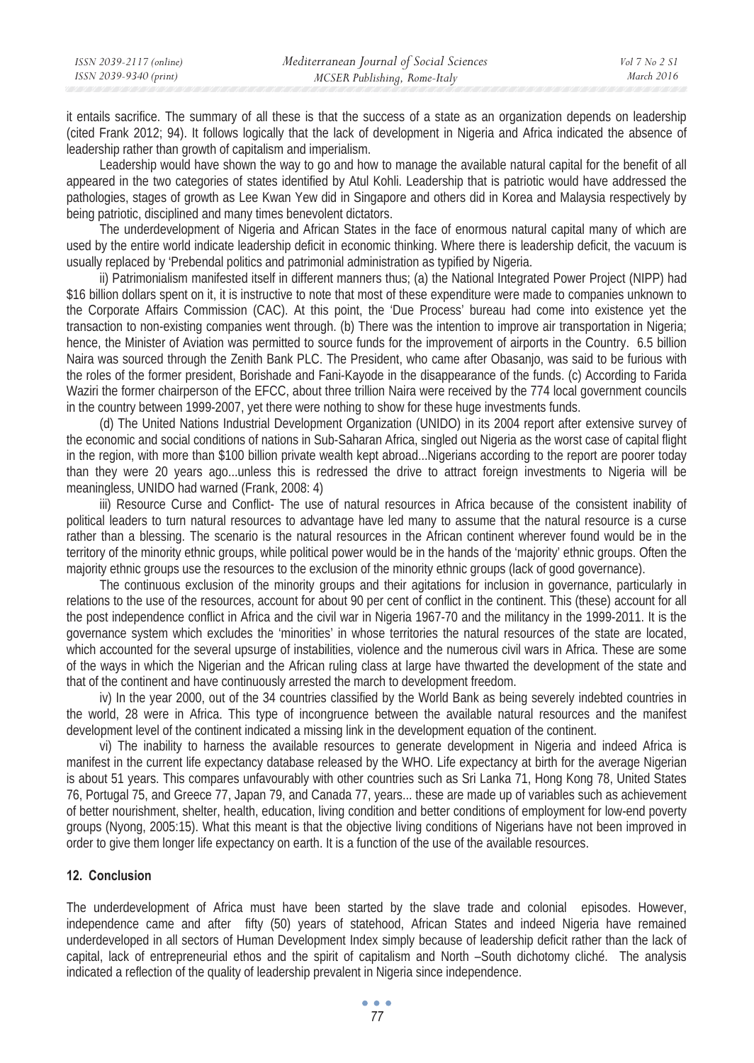it entails sacrifice. The summary of all these is that the success of a state as an organization depends on leadership (cited Frank 2012; 94). It follows logically that the lack of development in Nigeria and Africa indicated the absence of leadership rather than growth of capitalism and imperialism.

Leadership would have shown the way to go and how to manage the available natural capital for the benefit of all appeared in the two categories of states identified by Atul Kohli. Leadership that is patriotic would have addressed the pathologies, stages of growth as Lee Kwan Yew did in Singapore and others did in Korea and Malaysia respectively by being patriotic, disciplined and many times benevolent dictators.

The underdevelopment of Nigeria and African States in the face of enormous natural capital many of which are used by the entire world indicate leadership deficit in economic thinking. Where there is leadership deficit, the vacuum is usually replaced by 'Prebendal politics and patrimonial administration as typified by Nigeria.

ii) Patrimonialism manifested itself in different manners thus; (a) the National Integrated Power Project (NIPP) had \$16 billion dollars spent on it, it is instructive to note that most of these expenditure were made to companies unknown to the Corporate Affairs Commission (CAC). At this point, the 'Due Process' bureau had come into existence yet the transaction to non-existing companies went through. (b) There was the intention to improve air transportation in Nigeria; hence, the Minister of Aviation was permitted to source funds for the improvement of airports in the Country. 6.5 billion Naira was sourced through the Zenith Bank PLC. The President, who came after Obasanjo, was said to be furious with the roles of the former president, Borishade and Fani-Kayode in the disappearance of the funds. (c) According to Farida Waziri the former chairperson of the EFCC, about three trillion Naira were received by the 774 local government councils in the country between 1999-2007, yet there were nothing to show for these huge investments funds.

(d) The United Nations Industrial Development Organization (UNIDO) in its 2004 report after extensive survey of the economic and social conditions of nations in Sub-Saharan Africa, singled out Nigeria as the worst case of capital flight in the region, with more than \$100 billion private wealth kept abroad...Nigerians according to the report are poorer today than they were 20 years ago...unless this is redressed the drive to attract foreign investments to Nigeria will be meaningless, UNIDO had warned (Frank, 2008: 4)

iii) Resource Curse and Conflict- The use of natural resources in Africa because of the consistent inability of political leaders to turn natural resources to advantage have led many to assume that the natural resource is a curse rather than a blessing. The scenario is the natural resources in the African continent wherever found would be in the territory of the minority ethnic groups, while political power would be in the hands of the 'majority' ethnic groups. Often the majority ethnic groups use the resources to the exclusion of the minority ethnic groups (lack of good governance).

The continuous exclusion of the minority groups and their agitations for inclusion in governance, particularly in relations to the use of the resources, account for about 90 per cent of conflict in the continent. This (these) account for all the post independence conflict in Africa and the civil war in Nigeria 1967-70 and the militancy in the 1999-2011. It is the governance system which excludes the 'minorities' in whose territories the natural resources of the state are located, which accounted for the several upsurge of instabilities, violence and the numerous civil wars in Africa. These are some of the ways in which the Nigerian and the African ruling class at large have thwarted the development of the state and that of the continent and have continuously arrested the march to development freedom.

iv) In the year 2000, out of the 34 countries classified by the World Bank as being severely indebted countries in the world, 28 were in Africa. This type of incongruence between the available natural resources and the manifest development level of the continent indicated a missing link in the development equation of the continent.

vi) The inability to harness the available resources to generate development in Nigeria and indeed Africa is manifest in the current life expectancy database released by the WHO. Life expectancy at birth for the average Nigerian is about 51 years. This compares unfavourably with other countries such as Sri Lanka 71, Hong Kong 78, United States 76, Portugal 75, and Greece 77, Japan 79, and Canada 77, years... these are made up of variables such as achievement of better nourishment, shelter, health, education, living condition and better conditions of employment for low-end poverty groups (Nyong, 2005:15). What this meant is that the objective living conditions of Nigerians have not been improved in order to give them longer life expectancy on earth. It is a function of the use of the available resources.

## 12. Conclusion

The underdevelopment of Africa must have been started by the slave trade and colonial episodes. However, independence came and after fifty (50) years of statehood, African States and indeed Nigeria have remained underdeveloped in all sectors of Human Development Index simply because of leadership deficit rather than the lack of capital, lack of entrepreneurial ethos and the spirit of capitalism and North –South dichotomy cliché. The analysis indicated a reflection of the quality of leadership prevalent in Nigeria since independence.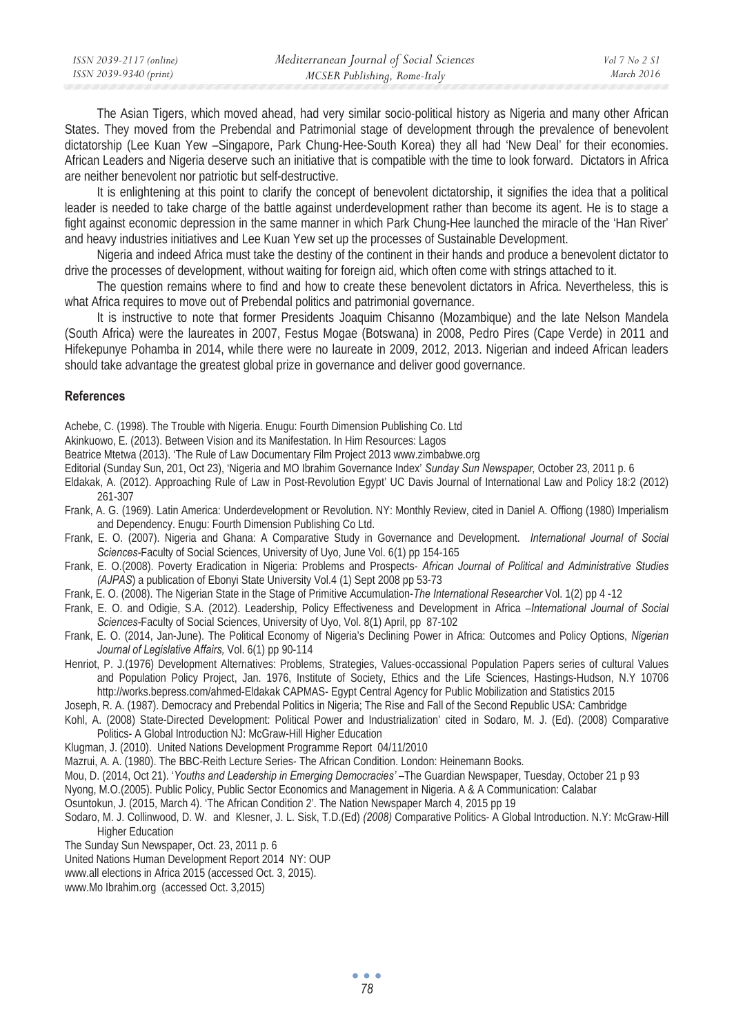The Asian Tigers, which moved ahead, had very similar socio-political history as Nigeria and many other African States. They moved from the Prebendal and Patrimonial stage of development through the prevalence of benevolent dictatorship (Lee Kuan Yew –Singapore, Park Chung-Hee-South Korea) they all had 'New Deal' for their economies. African Leaders and Nigeria deserve such an initiative that is compatible with the time to look forward. Dictators in Africa are neither benevolent nor patriotic but self-destructive.

It is enlightening at this point to clarify the concept of benevolent dictatorship, it signifies the idea that a political leader is needed to take charge of the battle against underdevelopment rather than become its agent. He is to stage a fight against economic depression in the same manner in which Park Chung-Hee launched the miracle of the 'Han River' and heavy industries initiatives and Lee Kuan Yew set up the processes of Sustainable Development.

Nigeria and indeed Africa must take the destiny of the continent in their hands and produce a benevolent dictator to drive the processes of development, without waiting for foreign aid, which often come with strings attached to it.

The question remains where to find and how to create these benevolent dictators in Africa. Nevertheless, this is what Africa requires to move out of Prebendal politics and patrimonial governance.

It is instructive to note that former Presidents Joaquim Chisanno (Mozambique) and the late Nelson Mandela (South Africa) were the laureates in 2007, Festus Mogae (Botswana) in 2008, Pedro Pires (Cape Verde) in 2011 and Hifekepunye Pohamba in 2014, while there were no laureate in 2009, 2012, 2013. Nigerian and indeed African leaders should take advantage the greatest global prize in governance and deliver good governance.

## References

Achebe, C. (1998). The Trouble with Nigeria. Enugu: Fourth Dimension Publishing Co. Ltd

Akinkuowo, E. (2013). Between Vision and its Manifestation. In Him Resources: Lagos

Beatrice Mtetwa (2013). 'The Rule of Law Documentary Film Project 2013 www.zimbabwe.org

Editorial (Sunday Sun, 201, Oct 23), 'Nigeria and MO Ibrahim Governance Index' *Sunday Sun Newspaper,* October 23, 2011 p. 6

Eldakak, A. (2012). Approaching Rule of Law in Post-Revolution Egypt' UC Davis Journal of International Law and Policy 18:2 (2012) 261-307

Frank, A. G. (1969). Latin America: Underdevelopment or Revolution. NY: Monthly Review, cited in Daniel A. Offiong (1980) Imperialism and Dependency. Enugu: Fourth Dimension Publishing Co Ltd.

Frank, E. O. (2007). Nigeria and Ghana: A Comparative Study in Governance and Development. *International Journal of Social Sciences*-Faculty of Social Sciences, University of Uyo, June Vol. 6(1) pp 154-165

Frank, E. O.(2008). Poverty Eradication in Nigeria: Problems and Prospects- *African Journal of Political and Administrative Studies (AJPAS)* a publication of Ebonyi State University Vol.4 (1) Sept 2008 pp 53-73

Frank, E. O. (2008). The Nigerian State in the Stage of Primitive Accumulation-*The International Researcher* Vol. 1(2) pp 4 -12

Frank, E. O. and Odigie, S.A. (2012). Leadership, Policy Effectiveness and Development in Africa –*International Journal of Social Sciences*-Faculty of Social Sciences, University of Uyo, Vol. 8(1) April, pp 87-102

Frank, E. O. (2014, Jan-June). The Political Economy of Nigeria's Declining Power in Africa: Outcomes and Policy Options, *Nigerian Journal of Legislative Affairs,* Vol. 6(1) pp 90-114

Henriot, P. J.(1976) Development Alternatives: Problems, Strategies, Values-occassional Population Papers series of cultural Values and Population Policy Project, Jan. 1976, Institute of Society, Ethics and the Life Sciences, Hastings-Hudson, N.Y 10706 http://works.bepress.com/ahmed-Eldakak CAPMAS- Egypt Central Agency for Public Mobilization and Statistics 2015

Joseph, R. A. (1987). Democracy and Prebendal Politics in Nigeria; The Rise and Fall of the Second Republic USA: Cambridge

Kohl, A. (2008) State-Directed Development: Political Power and Industrialization' cited in Sodaro, M. J. (Ed). (2008) Comparative Politics- A Global Introduction NJ: McGraw-Hill Higher Education

Klugman, J. (2010). United Nations Development Programme Report 04/11/2010

Mazrui, A. A. (1980). The BBC-Reith Lecture Series- The African Condition. London: Heinemann Books.

Mou, D. (2014, Oct 21). '*Youths and Leadership in Emerging Democracies'* –The Guardian Newspaper, Tuesday, October 21 p 93

Nyong, M.O.(2005). Public Policy, Public Sector Economics and Management in Nigeria. A & A Communication: Calabar

Osuntokun, J. (2015, March 4). 'The African Condition 2'. The Nation Newspaper March 4, 2015 pp 19

Sodaro, M. J. Collinwood, D. W. and Klesner, J. L. Sisk, T.D.(Ed) *(2008)* Comparative Politics- A Global Introduction. N.Y: McGraw-Hill Higher Education

The Sunday Sun Newspaper, Oct. 23, 2011 p. 6

United Nations Human Development Report 2014 NY: OUP

www.all elections in Africa 2015 (accessed Oct. 3, 2015).

www.Mo Ibrahim.org (accessed Oct. 3,2015)